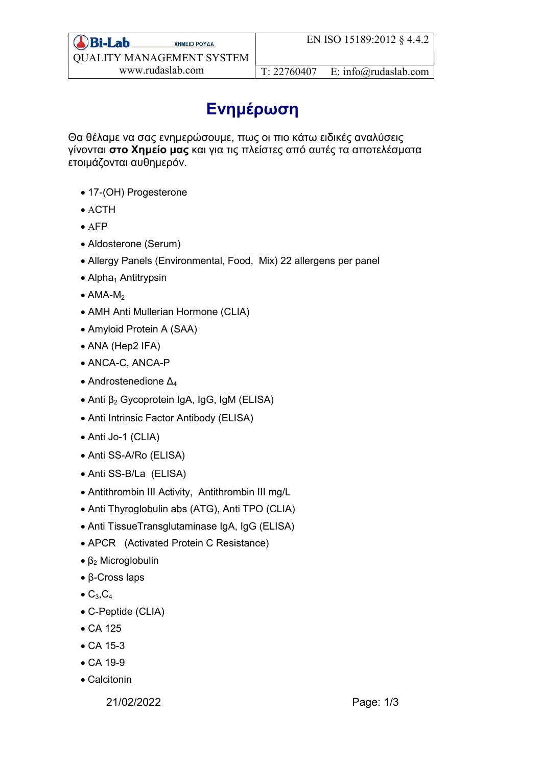# Ενημέρωση

Θα θέλαμε να σας ενημερώσουμε, πως οι πιο κάτω ειδικές αναλύσεις γίνονται **στο Χημείο μας** και για τις πλείστες από αυτές τα αποτελέσματα ετοιμάζονται αυθημερόν.

- 17-(OH) Progesterone
- ACTH
- AFP
- Aldosterone (Serum)
- Allergy Panels (Environmental, Food, Mix) 22 allergens per panel
- $\text{Alpha}_1$ Antitrypsin
- $\text{AMA-M}_2$
- AMH Anti Mullerian Hormone (CLIA)
- Amyloid Protein A (SAA)
- ANA (Hep2 IFA)
- ANCA-C, ANCA-P
- Androstenedione $\Delta_4$
- Anti $\beta_2$ Gycoprotein IgA, IgG, IgM (ELISA)
- Anti Intrinsic Factor Antibody (ELISA)
- Anti Jo-1 (CLIA)
- Anti SS-A/Ro (ELISA)
- Anti SS-B/La (ELISA)
- Antithrombin III Activity, Antithrombin III mg/L
- Anti Thyroglobulin abs (ATG), Anti TPO (CLIA)
- Anti TissueTransglutaminase IgA, IgG (ELISA)
- APCR (Activated Protein C Resistance)
- $\beta_2$ Microglobulin
- β-Cross laps
- $C_3$,$C_4$
- C-Peptide (CLIA)
- CA 125
- CA 15-3
- CA 19-9
- Calcitonin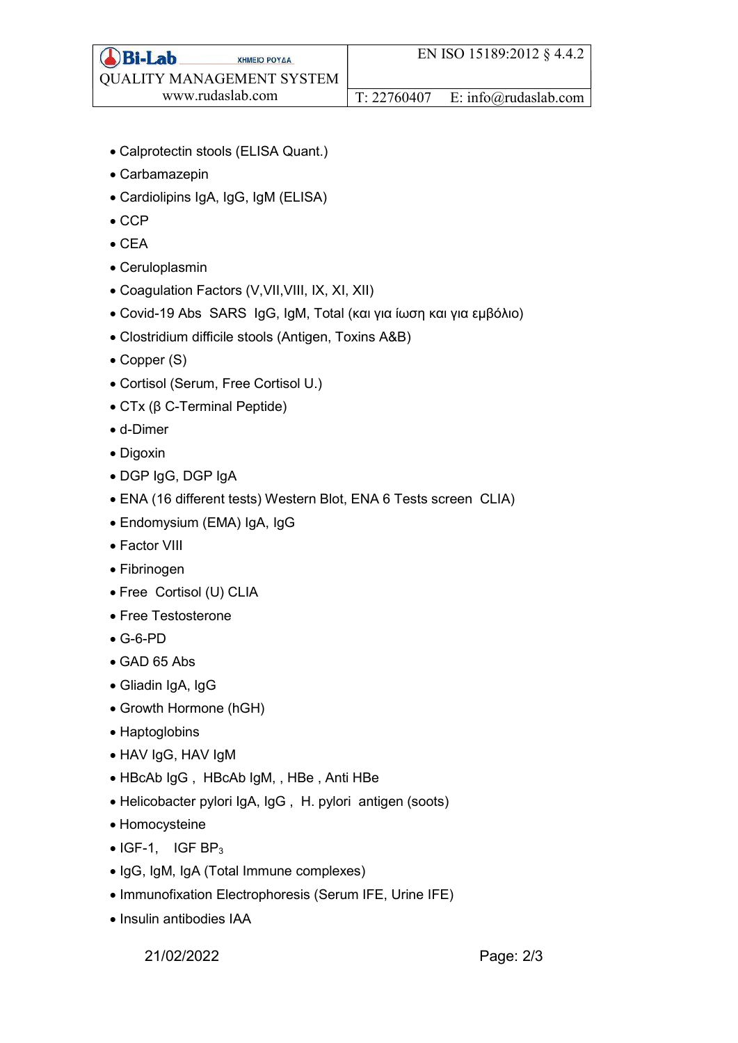- Calprotectin stools (ELISA Quant.)
- Carbamazepin
- Cardiolipins IgA, IgG, IgM (ELISA)
- CCP
- CEA
- Ceruloplasmin
- Coagulation Factors (V,VII,VIII, IX, XI, XII)
- Covid-19 Abs SARS IgG, IgM, Total (και για ίωση και για εμβόλιο)
- Clostridium difficile stools (Antigen, Toxins A&B)
- Copper (S)
- Cortisol (Serum, Free Cortisol U.)
- CTx (β C-Terminal Peptide)
- d-Dimer
- Digoxin
- DGP IgG, DGP IgA
- ENA (16 different tests) Western Blot, ENA 6 Tests screen CLIA)
- Endomysium (EMA) IgA, IgG
- Factor VIII
- Fibrinogen
- Free Cortisol (U) CLIA
- Free Testosterone
- G-6-PD
- GAD 65 Abs
- Gliadin IgA, IgG
- Growth Hormone (hGH)
- Haptoglobins
- HAV IgG, HAV IgM
- HBcAb IgG , HBcAb IgM, , HBe , Anti HBe
- Helicobacter pylori IgA, IgG , H. pylori antigen (soots)
- Homocysteine
- IGF-1, IGF $BP_3$
- IgG, IgM, IgA (Total Immune complexes)
- Immunofixation Electrophoresis (Serum IFE, Urine IFE)
- Insulin antibodies IAA

21/02/2022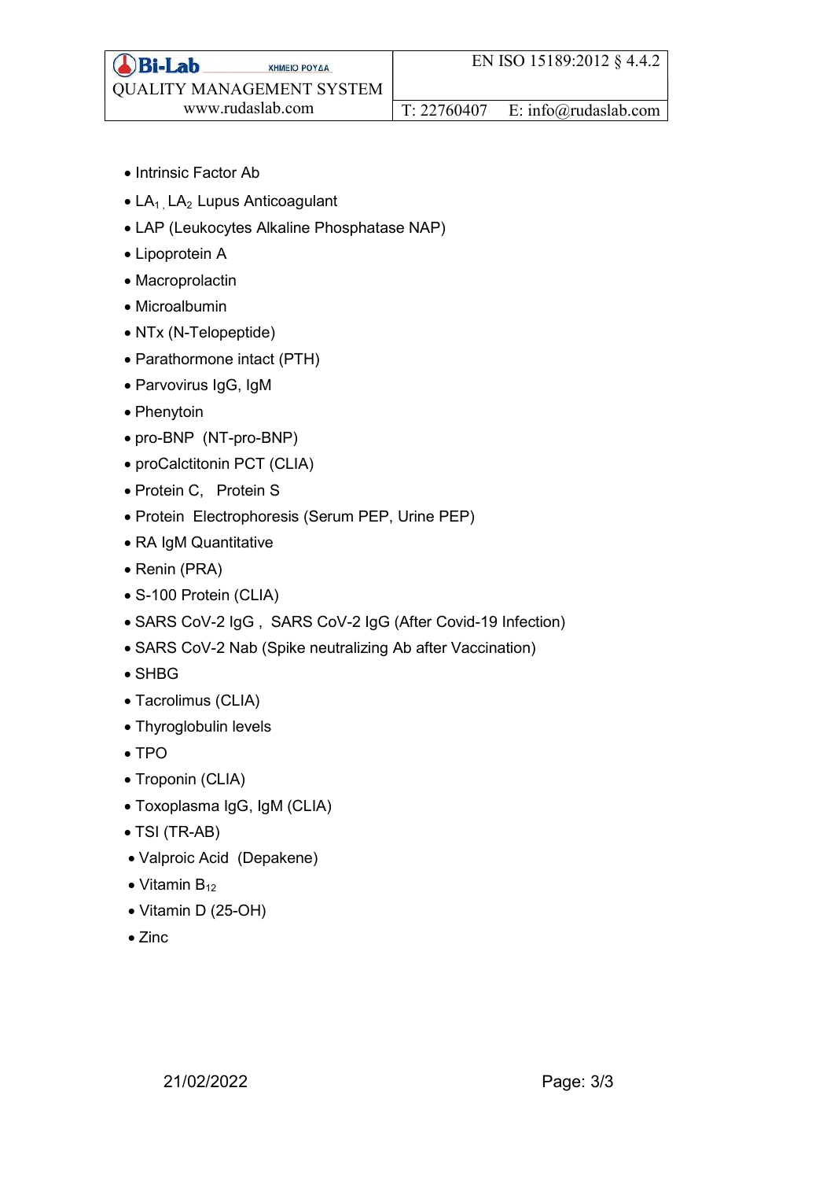- Intrinsic Factor Ab
- $LA_1$ , $LA_2$ Lupus Anticoagulant
- LAP (Leukocytes Alkaline Phosphatase NAP)
- Lipoprotein A
- Macroprolactin
- Microalbumin
- NTx (N-Telopeptide)
- Parathormone intact (PTH)
- Parvovirus IgG, IgM
- Phenytoin
- pro-BNP (NT-pro-BNP)
- proCalctitonin PCT (CLIA)
- Protein C, Protein S
- Protein Electrophoresis (Serum PEP, Urine PEP)
- RA IgM Quantitative
- Renin (PRA)
- S-100 Protein (CLIA)
- SARS CoV-2 IgG , SARS CoV-2 IgG (After Covid-19 Infection)
- SARS CoV-2 Nab (Spike neutralizing Ab after Vaccination)
- SHBG
- Tacrolimus (CLIA)
- Thyroglobulin levels
- TPO
- Troponin (CLIA)
- Toxoplasma IgG, IgM (CLIA)
- TSI (TR-AB)
- Valproic Acid (Depakene)
- Vitamin $B_{12}$
- Vitamin D (25-OH)
- Zinc

21/02/2022